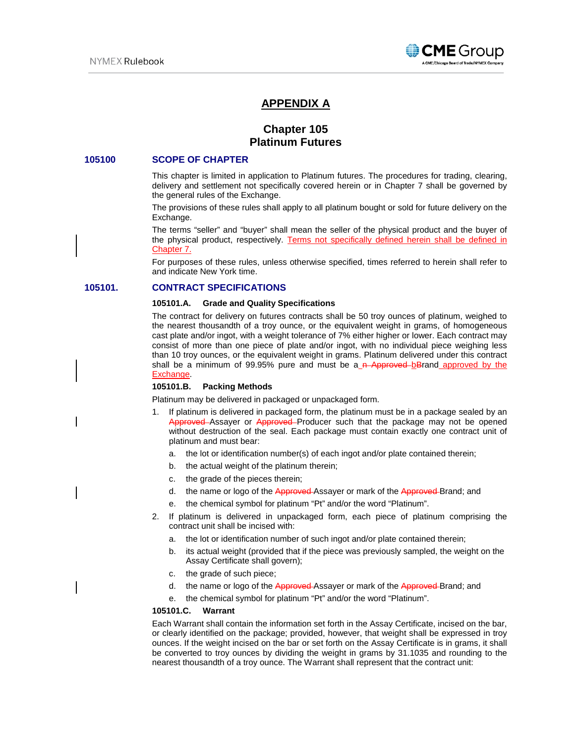# APPENDIX A

## Chapter 105
## Platinum Futures

### 105100 SCOPE OF CHAPTER

This chapter is limited in application to Platinum futures. The procedures for trading, clearing, delivery and settlement not specifically covered herein or in Chapter 7 shall be governed by the general rules of the Exchange.

The provisions of these rules shall apply to all platinum bought or sold for future delivery on the Exchange.

The terms "seller" and "buyer" shall mean the seller of the physical product and the buyer of the physical product, respectively. Terms not specifically defined herein shall be defined in Chapter 7.

For purposes of these rules, unless otherwise specified, times referred to herein shall refer to and indicate New York time.

### 105101. CONTRACT SPECIFICATIONS

#### 105101.A. Grade and Quality Specifications

The contract for delivery on futures contracts shall be 50 troy ounces of platinum, weighed to the nearest thousandth of a troy ounce, or the equivalent weight in grams, of homogeneous cast plate and/or ingot, with a weight tolerance of 7% either higher or lower. Each contract may consist of more than one piece of plate and/or ingot, with no individual piece weighing less than 10 troy ounces, or the equivalent weight in grams. Platinum delivered under this contract shall be a minimum of 99.95% pure and must be a ~~n Approved b~~Brand approved by the Exchange.

#### 105101.B. Packing Methods

Platinum may be delivered in packaged or unpackaged form.

1. If platinum is delivered in packaged form, the platinum must be in a package sealed by an ~~Approved~~ Assayer or ~~Approved~~ Producer such that the package may not be opened without destruction of the seal. Each package must contain exactly one contract unit of platinum and must bear:
   a. the lot or identification number(s) of each ingot and/or plate contained therein;
   b. the actual weight of the platinum therein;
   c. the grade of the pieces therein;
   d. the name or logo of the ~~Approved~~ Assayer or mark of the ~~Approved~~ Brand; and
   e. the chemical symbol for platinum "Pt" and/or the word "Platinum".
2. If platinum is delivered in unpackaged form, each piece of platinum comprising the contract unit shall be incised with:
   a. the lot or identification number of such ingot and/or plate contained therein;
   b. its actual weight (provided that if the piece was previously sampled, the weight on the Assay Certificate shall govern);
   c. the grade of such piece;
   d. the name or logo of the ~~Approved~~ Assayer or mark of the ~~Approved~~ Brand; and
   e. the chemical symbol for platinum "Pt" and/or the word "Platinum".

#### 105101.C. Warrant

Each Warrant shall contain the information set forth in the Assay Certificate, incised on the bar, or clearly identified on the package; provided, however, that weight shall be expressed in troy ounces. If the weight incised on the bar or set forth on the Assay Certificate is in grams, it shall be converted to troy ounces by dividing the weight in grams by 31.1035 and rounding to the nearest thousandth of a troy ounce. The Warrant shall represent that the contract unit: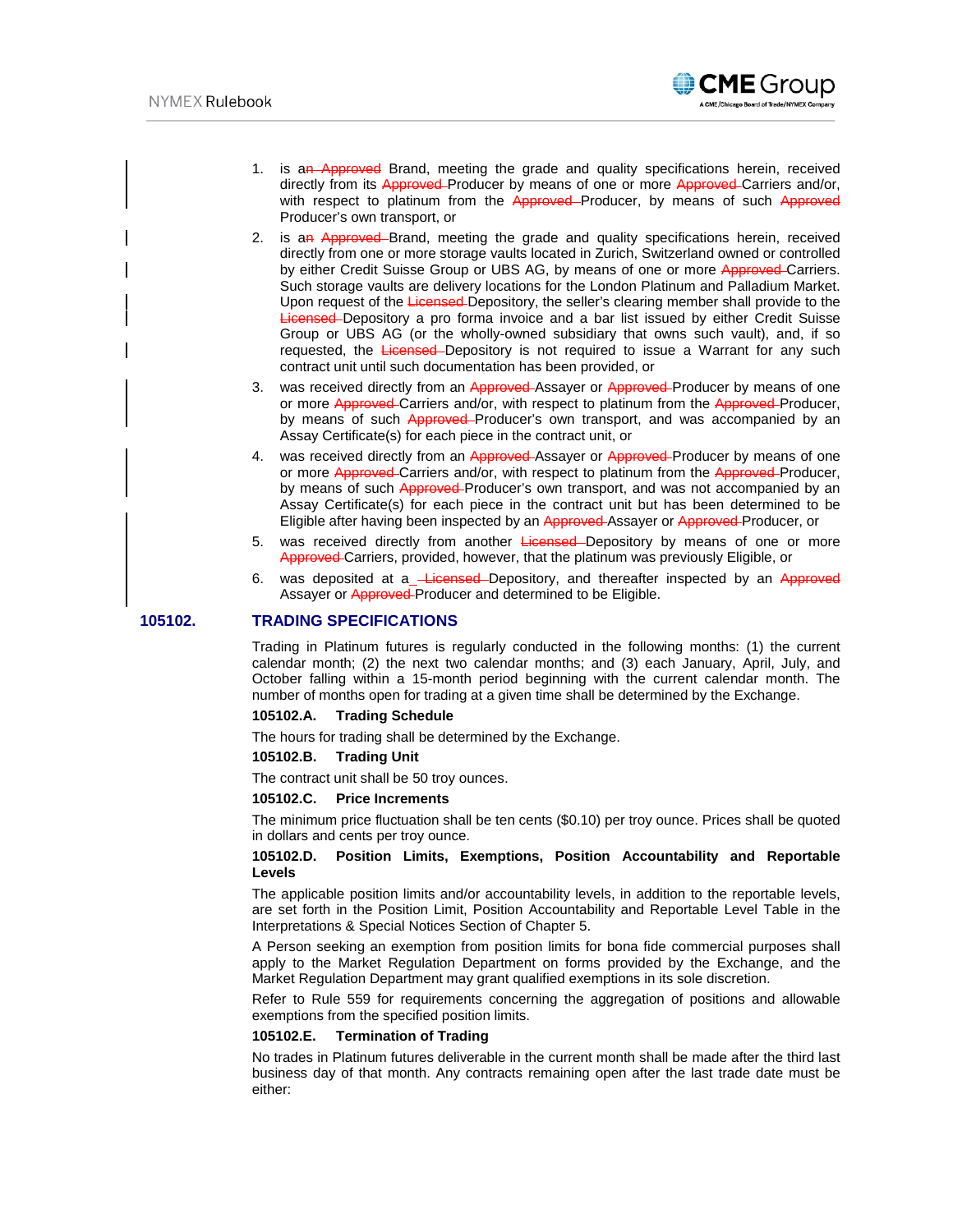1. is a~~n Approved~~ Brand, meeting the grade and quality specifications herein, received directly from its ~~Approved~~ Producer by means of one or more ~~Approved~~ Carriers and/or, with respect to platinum from the ~~Approved~~ Producer, by means of such ~~Approved~~ Producer's own transport, or
2. is a~~n Approved~~ Brand, meeting the grade and quality specifications herein, received directly from one or more storage vaults located in Zurich, Switzerland owned or controlled by either Credit Suisse Group or UBS AG, by means of one or more ~~Approved~~ Carriers. Such storage vaults are delivery locations for the London Platinum and Palladium Market. Upon request of the ~~Licensed~~ Depository, the seller's clearing member shall provide to the ~~Licensed~~ Depository a pro forma invoice and a bar list issued by either Credit Suisse Group or UBS AG (or the wholly-owned subsidiary that owns such vault), and, if so requested, the ~~Licensed~~ Depository is not required to issue a Warrant for any such contract unit until such documentation has been provided, or
3. was received directly from an ~~Approved~~ Assayer or ~~Approved~~ Producer by means of one or more ~~Approved~~ Carriers and/or, with respect to platinum from the ~~Approved~~ Producer, by means of such ~~Approved~~ Producer's own transport, and was accompanied by an Assay Certificate(s) for each piece in the contract unit, or
4. was received directly from an ~~Approved~~ Assayer or ~~Approved~~ Producer by means of one or more ~~Approved~~ Carriers and/or, with respect to platinum from the ~~Approved~~ Producer, by means of such ~~Approved~~ Producer's own transport, and was not accompanied by an Assay Certificate(s) for each piece in the contract unit but has been determined to be Eligible after having been inspected by an ~~Approved~~ Assayer or ~~Approved~~ Producer, or
5. was received directly from another ~~Licensed~~ Depository by means of one or more ~~Approved~~ Carriers, provided, however, that the platinum was previously Eligible, or
6. was deposited at a ~~Licensed~~ Depository, and thereafter inspected by an ~~Approved~~ Assayer or ~~Approved~~ Producer and determined to be Eligible.

## 105102. TRADING SPECIFICATIONS

Trading in Platinum futures is regularly conducted in the following months: (1) the current calendar month; (2) the next two calendar months; and (3) each January, April, July, and October falling within a 15-month period beginning with the current calendar month. The number of months open for trading at a given time shall be determined by the Exchange.

### 105102.A. Trading Schedule

The hours for trading shall be determined by the Exchange.

### 105102.B. Trading Unit

The contract unit shall be 50 troy ounces.

### 105102.C. Price Increments

The minimum price fluctuation shall be ten cents ($0.10) per troy ounce. Prices shall be quoted in dollars and cents per troy ounce.

### 105102.D. Position Limits, Exemptions, Position Accountability and Reportable Levels

The applicable position limits and/or accountability levels, in addition to the reportable levels, are set forth in the Position Limit, Position Accountability and Reportable Level Table in the Interpretations & Special Notices Section of Chapter 5.

A Person seeking an exemption from position limits for bona fide commercial purposes shall apply to the Market Regulation Department on forms provided by the Exchange, and the Market Regulation Department may grant qualified exemptions in its sole discretion.

Refer to Rule 559 for requirements concerning the aggregation of positions and allowable exemptions from the specified position limits.

### 105102.E. Termination of Trading

No trades in Platinum futures deliverable in the current month shall be made after the third last business day of that month. Any contracts remaining open after the last trade date must be either: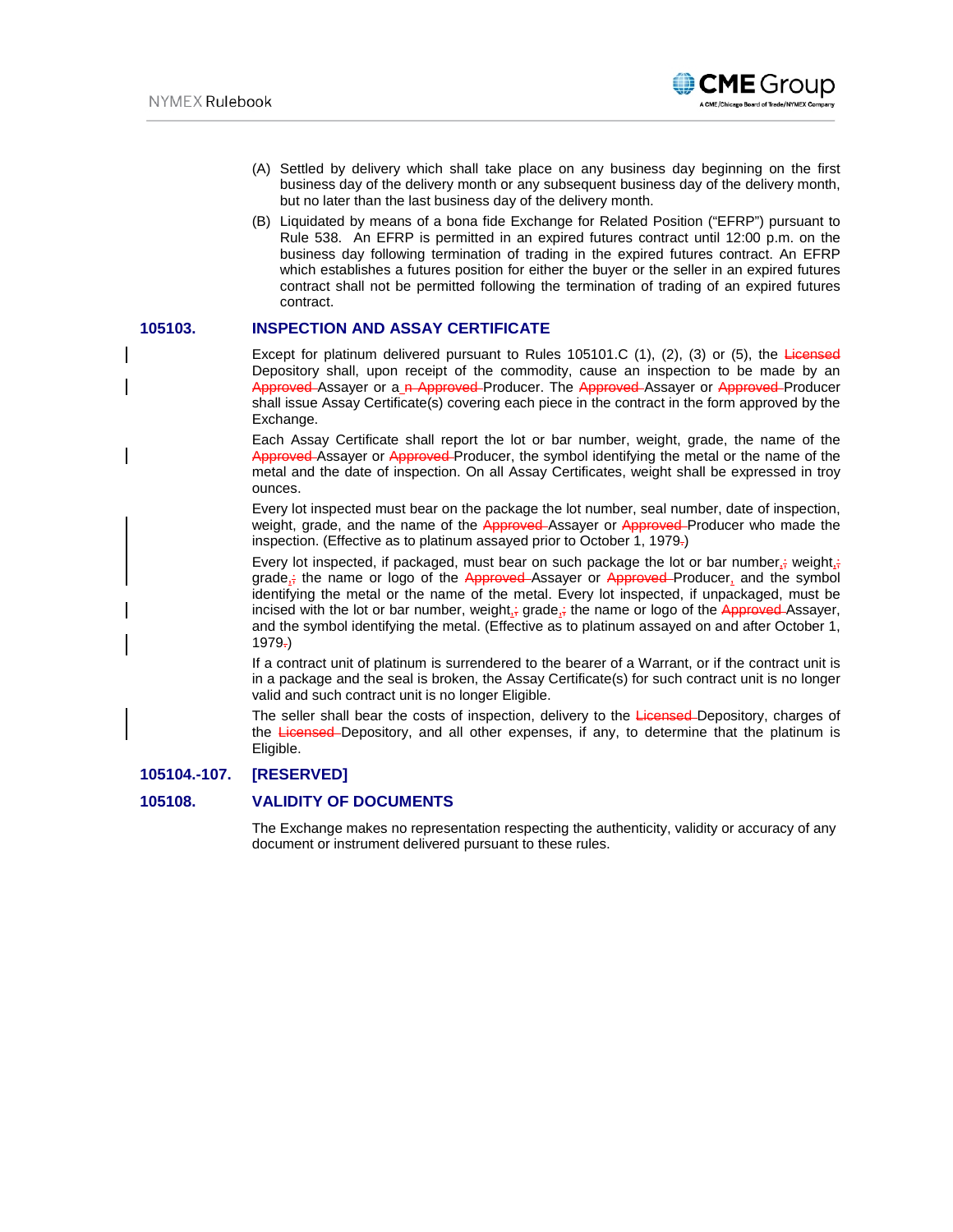(A) Settled by delivery which shall take place on any business day beginning on the first business day of the delivery month or any subsequent business day of the delivery month, but no later than the last business day of the delivery month.

(B) Liquidated by means of a bona fide Exchange for Related Position ("EFRP") pursuant to Rule 538. An EFRP is permitted in an expired futures contract until 12:00 p.m. on the business day following termination of trading in the expired futures contract. An EFRP which establishes a futures position for either the buyer or the seller in an expired futures contract shall not be permitted following the termination of trading of an expired futures contract.

## 105103. INSPECTION AND ASSAY CERTIFICATE

Except for platinum delivered pursuant to Rules 105101.C (1), (2), (3) or (5), the Licensed Depository shall, upon receipt of the commodity, cause an inspection to be made by an Approved Assayer or a n Approved Producer. The Approved Assayer or Approved Producer shall issue Assay Certificate(s) covering each piece in the contract in the form approved by the Exchange.

Each Assay Certificate shall report the lot or bar number, weight, grade, the name of the Approved Assayer or Approved Producer, the symbol identifying the metal or the name of the metal and the date of inspection. On all Assay Certificates, weight shall be expressed in troy ounces.

Every lot inspected must bear on the package the lot number, seal number, date of inspection, weight, grade, and the name of the Approved Assayer or Approved Producer who made the inspection. (Effective as to platinum assayed prior to October 1, 1979.)

Every lot inspected, if packaged, must bear on such package the lot or bar number, weight, grade, the name or logo of the Approved Assayer or Approved Producer, and the symbol identifying the metal or the name of the metal. Every lot inspected, if unpackaged, must be incised with the lot or bar number, weight, grade, the name or logo of the Approved Assayer, and the symbol identifying the metal. (Effective as to platinum assayed on and after October 1, 1979.)

If a contract unit of platinum is surrendered to the bearer of a Warrant, or if the contract unit is in a package and the seal is broken, the Assay Certificate(s) for such contract unit is no longer valid and such contract unit is no longer Eligible.

The seller shall bear the costs of inspection, delivery to the Licensed Depository, charges of the Licensed Depository, and all other expenses, if any, to determine that the platinum is Eligible.

## 105104.-107. [RESERVED]

## 105108. VALIDITY OF DOCUMENTS

The Exchange makes no representation respecting the authenticity, validity or accuracy of any document or instrument delivered pursuant to these rules.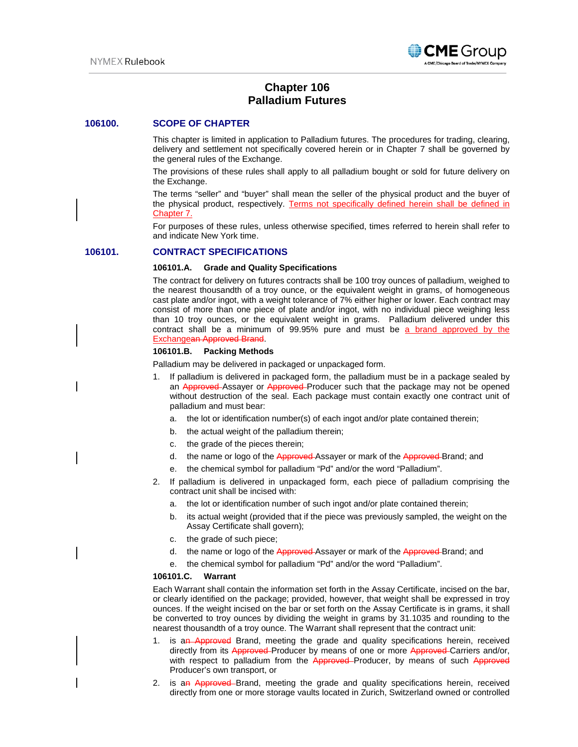# Chapter 106
# Palladium Futures

## 106100. SCOPE OF CHAPTER

This chapter is limited in application to Palladium futures. The procedures for trading, clearing, delivery and settlement not specifically covered herein or in Chapter 7 shall be governed by the general rules of the Exchange.

The provisions of these rules shall apply to all palladium bought or sold for future delivery on the Exchange.

The terms "seller" and "buyer" shall mean the seller of the physical product and the buyer of the physical product, respectively. Terms not specifically defined herein shall be defined in Chapter 7.

For purposes of these rules, unless otherwise specified, times referred to herein shall refer to and indicate New York time.

## 106101. CONTRACT SPECIFICATIONS

### 106101.A. Grade and Quality Specifications

The contract for delivery on futures contracts shall be 100 troy ounces of palladium, weighed to the nearest thousandth of a troy ounce, or the equivalent weight in grams, of homogeneous cast plate and/or ingot, with a weight tolerance of 7% either higher or lower. Each contract may consist of more than one piece of plate and/or ingot, with no individual piece weighing less than 10 troy ounces, or the equivalent weight in grams. Palladium delivered under this contract shall be a minimum of 99.95% pure and must be a brand approved by the Exchange~~an Approved Brand~~.

### 106101.B. Packing Methods

Palladium may be delivered in packaged or unpackaged form.

1. If palladium is delivered in packaged form, the palladium must be in a package sealed by an ~~Approved~~ Assayer or ~~Approved~~ Producer such that the package may not be opened without destruction of the seal. Each package must contain exactly one contract unit of palladium and must bear:
   a. the lot or identification number(s) of each ingot and/or plate contained therein;
   b. the actual weight of the palladium therein;
   c. the grade of the pieces therein;
   d. the name or logo of the ~~Approved~~ Assayer or mark of the ~~Approved~~ Brand; and
   e. the chemical symbol for palladium "Pd" and/or the word "Palladium".
2. If palladium is delivered in unpackaged form, each piece of palladium comprising the contract unit shall be incised with:
   a. the lot or identification number of such ingot and/or plate contained therein;
   b. its actual weight (provided that if the piece was previously sampled, the weight on the Assay Certificate shall govern);
   c. the grade of such piece;
   d. the name or logo of the ~~Approved~~ Assayer or mark of the ~~Approved~~ Brand; and
   e. the chemical symbol for palladium "Pd" and/or the word "Palladium".

### 106101.C. Warrant

Each Warrant shall contain the information set forth in the Assay Certificate, incised on the bar, or clearly identified on the package; provided, however, that weight shall be expressed in troy ounces. If the weight incised on the bar or set forth on the Assay Certificate is in grams, it shall be converted to troy ounces by dividing the weight in grams by 31.1035 and rounding to the nearest thousandth of a troy ounce. The Warrant shall represent that the contract unit:

1. is a~~n Approved~~ Brand, meeting the grade and quality specifications herein, received directly from its ~~Approved~~ Producer by means of one or more ~~Approved~~ Carriers and/or, with respect to palladium from the ~~Approved~~ Producer, by means of such ~~Approved~~ Producer's own transport, or
2. is a~~n Approved~~ Brand, meeting the grade and quality specifications herein, received directly from one or more storage vaults located in Zurich, Switzerland owned or controlled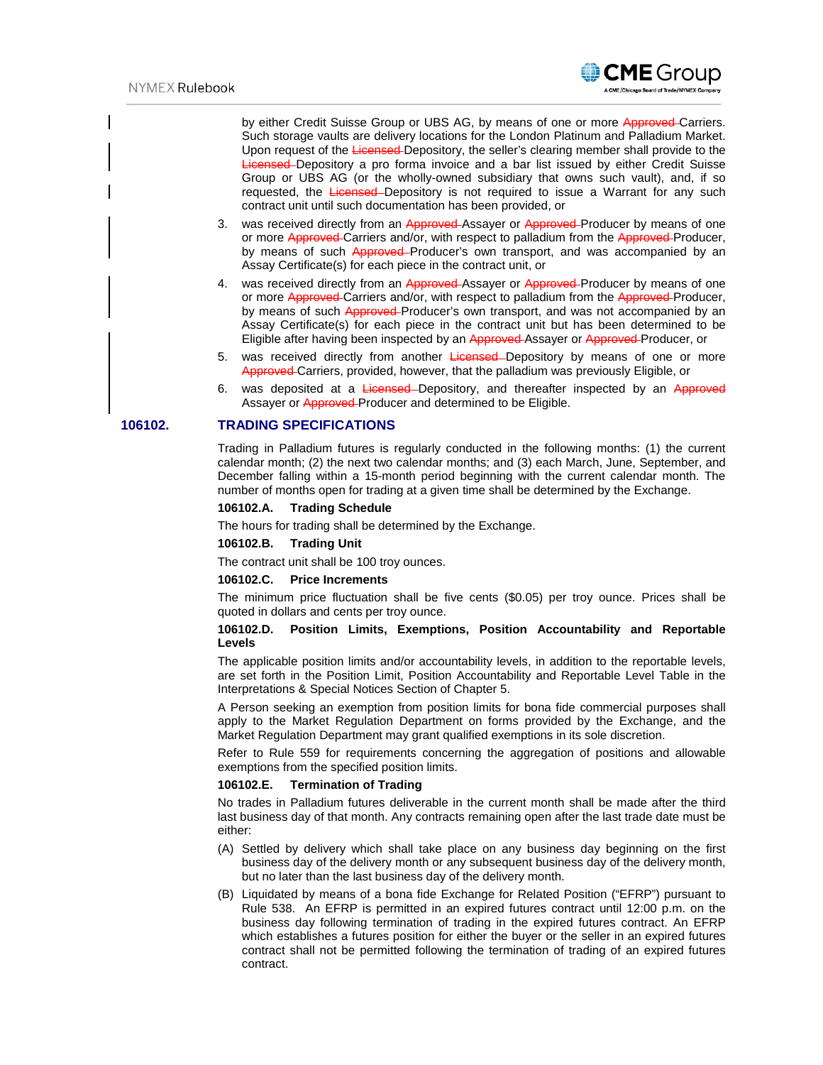by either Credit Suisse Group or UBS AG, by means of one or more ~~Approved~~ Carriers. Such storage vaults are delivery locations for the London Platinum and Palladium Market. Upon request of the ~~Licensed~~ Depository, the seller's clearing member shall provide to the ~~Licensed~~ Depository a pro forma invoice and a bar list issued by either Credit Suisse Group or UBS AG (or the wholly-owned subsidiary that owns such vault), and, if so requested, the ~~Licensed~~ Depository is not required to issue a Warrant for any such contract unit until such documentation has been provided, or

3. was received directly from an ~~Approved~~ Assayer or ~~Approved~~ Producer by means of one or more ~~Approved~~ Carriers and/or, with respect to palladium from the ~~Approved~~ Producer, by means of such ~~Approved~~ Producer's own transport, and was accompanied by an Assay Certificate(s) for each piece in the contract unit, or
4. was received directly from an ~~Approved~~ Assayer or ~~Approved~~ Producer by means of one or more ~~Approved~~ Carriers and/or, with respect to palladium from the ~~Approved~~ Producer, by means of such ~~Approved~~ Producer's own transport, and was not accompanied by an Assay Certificate(s) for each piece in the contract unit but has been determined to be Eligible after having been inspected by an ~~Approved~~ Assayer or ~~Approved~~ Producer, or
5. was received directly from another ~~Licensed~~ Depository by means of one or more ~~Approved~~ Carriers, provided, however, that the palladium was previously Eligible, or
6. was deposited at a ~~Licensed~~ Depository, and thereafter inspected by an ~~Approved~~ Assayer or ~~Approved~~ Producer and determined to be Eligible.

## 106102. TRADING SPECIFICATIONS

Trading in Palladium futures is regularly conducted in the following months: (1) the current calendar month; (2) the next two calendar months; and (3) each March, June, September, and December falling within a 15-month period beginning with the current calendar month. The number of months open for trading at a given time shall be determined by the Exchange.

### 106102.A. Trading Schedule

The hours for trading shall be determined by the Exchange.

### 106102.B. Trading Unit

The contract unit shall be 100 troy ounces.

### 106102.C. Price Increments

The minimum price fluctuation shall be five cents ($0.05) per troy ounce. Prices shall be quoted in dollars and cents per troy ounce.

### 106102.D. Position Limits, Exemptions, Position Accountability and Reportable Levels

The applicable position limits and/or accountability levels, in addition to the reportable levels, are set forth in the Position Limit, Position Accountability and Reportable Level Table in the Interpretations & Special Notices Section of Chapter 5.

A Person seeking an exemption from position limits for bona fide commercial purposes shall apply to the Market Regulation Department on forms provided by the Exchange, and the Market Regulation Department may grant qualified exemptions in its sole discretion.

Refer to Rule 559 for requirements concerning the aggregation of positions and allowable exemptions from the specified position limits.

### 106102.E. Termination of Trading

No trades in Palladium futures deliverable in the current month shall be made after the third last business day of that month. Any contracts remaining open after the last trade date must be either:

(A) Settled by delivery which shall take place on any business day beginning on the first business day of the delivery month or any subsequent business day of the delivery month, but no later than the last business day of the delivery month.

(B) Liquidated by means of a bona fide Exchange for Related Position ("EFRP") pursuant to Rule 538. An EFRP is permitted in an expired futures contract until 12:00 p.m. on the business day following termination of trading in the expired futures contract. An EFRP which establishes a futures position for either the buyer or the seller in an expired futures contract shall not be permitted following the termination of trading of an expired futures contract.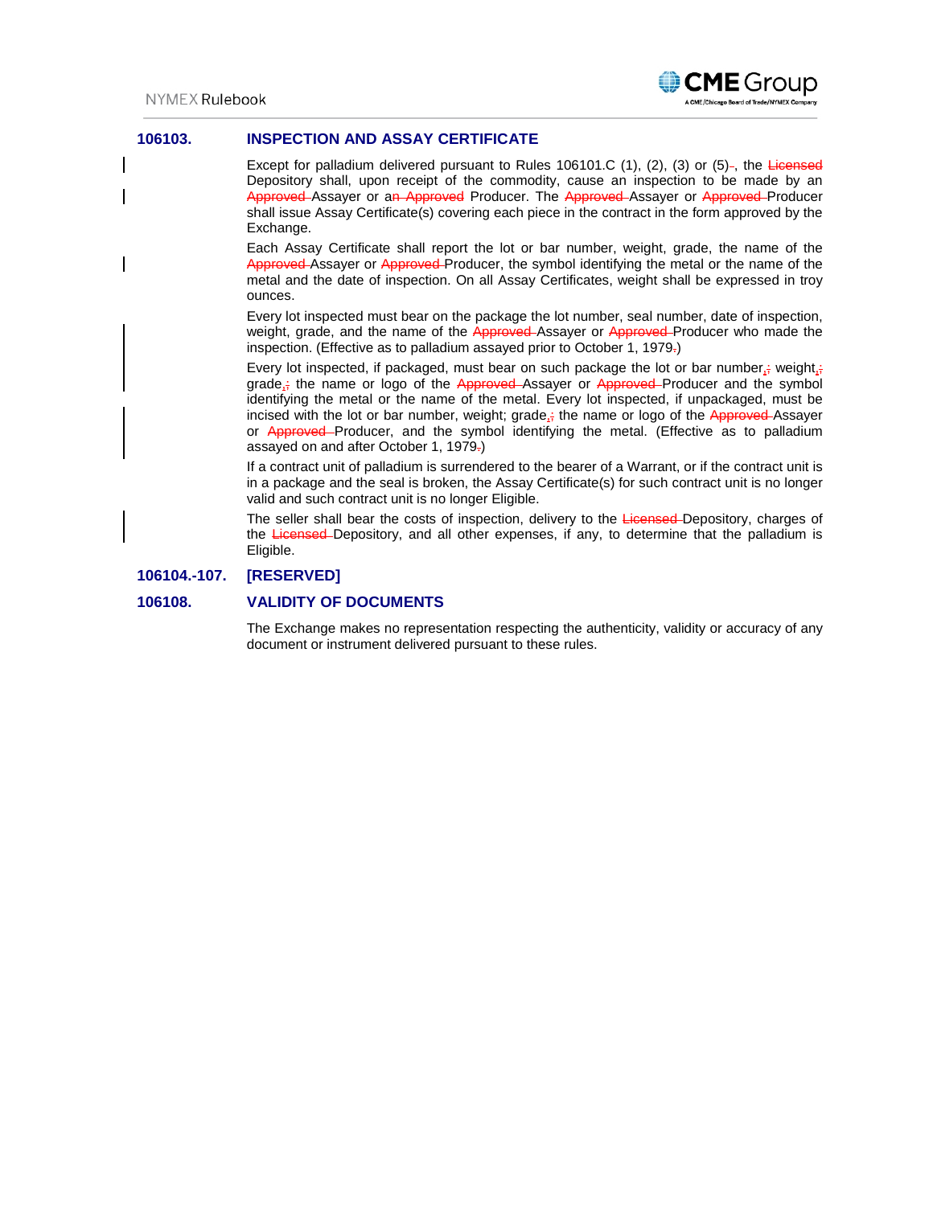### 106103. INSPECTION AND ASSAY CERTIFICATE

Except for palladium delivered pursuant to Rules 106101.C (1), (2), (3) or (5)-, the ~~Licensed~~ Depository shall, upon receipt of the commodity, cause an inspection to be made by an ~~Approved~~ Assayer or a~~n Approved~~ Producer. The ~~Approved~~ Assayer or ~~Approved~~ Producer shall issue Assay Certificate(s) covering each piece in the contract in the form approved by the Exchange.

Each Assay Certificate shall report the lot or bar number, weight, grade, the name of the ~~Approved~~ Assayer or ~~Approved~~ Producer, the symbol identifying the metal or the name of the metal and the date of inspection. On all Assay Certificates, weight shall be expressed in troy ounces.

Every lot inspected must bear on the package the lot number, seal number, date of inspection, weight, grade, and the name of the ~~Approved~~ Assayer or ~~Approved~~ Producer who made the inspection. (Effective as to palladium assayed prior to October 1, 1979~~.~~)

Every lot inspected, if packaged, must bear on such package the lot or bar number,~~;~~ weight,~~;~~ grade,~~;~~ the name or logo of the ~~Approved~~ Assayer or ~~Approved~~ Producer and the symbol identifying the metal or the name of the metal. Every lot inspected, if unpackaged, must be incised with the lot or bar number, weight; grade,~~;~~ the name or logo of the ~~Approved~~ Assayer or ~~Approved~~ Producer, and the symbol identifying the metal. (Effective as to palladium assayed on and after October 1, 1979~~.~~)

If a contract unit of palladium is surrendered to the bearer of a Warrant, or if the contract unit is in a package and the seal is broken, the Assay Certificate(s) for such contract unit is no longer valid and such contract unit is no longer Eligible.

The seller shall bear the costs of inspection, delivery to the ~~Licensed~~ Depository, charges of the ~~Licensed~~ Depository, and all other expenses, if any, to determine that the palladium is Eligible.

### 106104.-107. [RESERVED]

### 106108. VALIDITY OF DOCUMENTS

The Exchange makes no representation respecting the authenticity, validity or accuracy of any document or instrument delivered pursuant to these rules.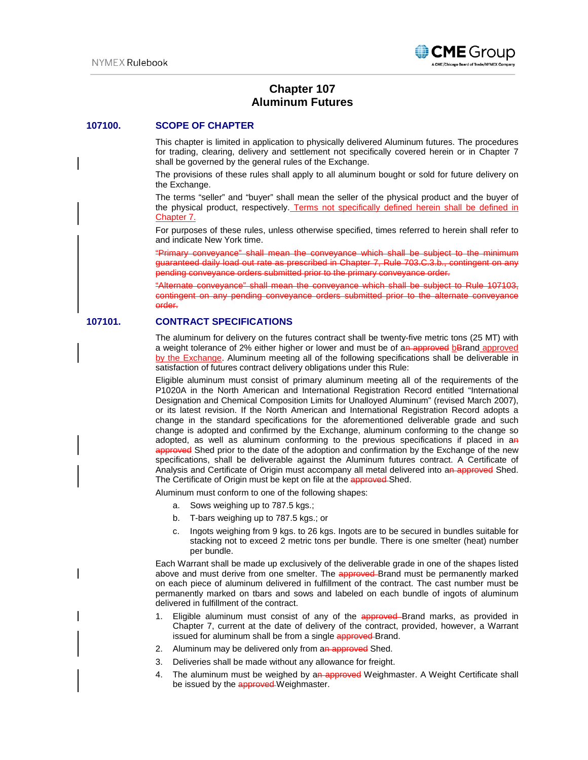# Chapter 107
# Aluminum Futures

## 107100. SCOPE OF CHAPTER

This chapter is limited in application to physically delivered Aluminum futures. The procedures for trading, clearing, delivery and settlement not specifically covered herein or in Chapter 7 shall be governed by the general rules of the Exchange.

The provisions of these rules shall apply to all aluminum bought or sold for future delivery on the Exchange.

The terms "seller" and "buyer" shall mean the seller of the physical product and the buyer of the physical product, respectively. Terms not specifically defined herein shall be defined in Chapter 7.

For purposes of these rules, unless otherwise specified, times referred to herein shall refer to and indicate New York time.

~~"Primary conveyance" shall mean the conveyance which shall be subject to the minimum guaranteed daily load out rate as prescribed in Chapter 7, Rule 703.C.3.b., contingent on any pending conveyance orders submitted prior to the primary conveyance order.~~

~~"Alternate conveyance" shall mean the conveyance which shall be subject to Rule 107103, contingent on any pending conveyance orders submitted prior to the alternate conveyance order.~~

## 107101. CONTRACT SPECIFICATIONS

The aluminum for delivery on the futures contract shall be twenty-five metric tons (25 MT) with a weight tolerance of 2% either higher or lower and must be of a~~n approved~~ ~~b~~Brand approved by the Exchange. Aluminum meeting all of the following specifications shall be deliverable in satisfaction of futures contract delivery obligations under this Rule:

Eligible aluminum must consist of primary aluminum meeting all of the requirements of the P1020A in the North American and International Registration Record entitled "International Designation and Chemical Composition Limits for Unalloyed Aluminum" (revised March 2007), or its latest revision. If the North American and International Registration Record adopts a change in the standard specifications for the aforementioned deliverable grade and such change is adopted and confirmed by the Exchange, aluminum conforming to the change so adopted, as well as aluminum conforming to the previous specifications if placed in a~~n approved~~ Shed prior to the date of the adoption and confirmation by the Exchange of the new specifications, shall be deliverable against the Aluminum futures contract. A Certificate of Analysis and Certificate of Origin must accompany all metal delivered into a~~n approved~~ Shed. The Certificate of Origin must be kept on file at the ~~approved~~ Shed.

Aluminum must conform to one of the following shapes:

a. Sows weighing up to 787.5 kgs.;

b. T-bars weighing up to 787.5 kgs.; or

c. Ingots weighing from 9 kgs. to 26 kgs. Ingots are to be secured in bundles suitable for stacking not to exceed 2 metric tons per bundle. There is one smelter (heat) number per bundle.

Each Warrant shall be made up exclusively of the deliverable grade in one of the shapes listed above and must derive from one smelter. The ~~approved~~ Brand must be permanently marked on each piece of aluminum delivered in fulfillment of the contract. The cast number must be permanently marked on tbars and sows and labeled on each bundle of ingots of aluminum delivered in fulfillment of the contract.

1. Eligible aluminum must consist of any of the ~~approved~~ Brand marks, as provided in Chapter 7, current at the date of delivery of the contract, provided, however, a Warrant issued for aluminum shall be from a single ~~approved~~ Brand.
2. Aluminum may be delivered only from a~~n approved~~ Shed.
3. Deliveries shall be made without any allowance for freight.
4. The aluminum must be weighed by a~~n approved~~ Weighmaster. A Weight Certificate shall be issued by the ~~approved~~ Weighmaster.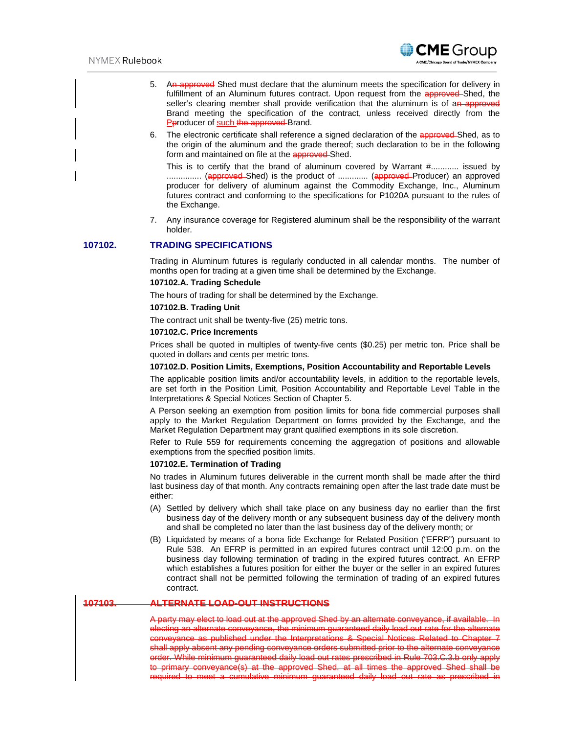5. A~~n approved~~ Shed must declare that the aluminum meets the specification for delivery in fulfillment of an Aluminum futures contract. Upon request from the ~~approved~~ Shed, the seller's clearing member shall provide verification that the aluminum is of a~~n approved~~ Brand meeting the specification of the contract, unless received directly from the ~~P~~producer of such ~~the approved~~ Brand.

6. The electronic certificate shall reference a signed declaration of the ~~approved~~ Shed, as to the origin of the aluminum and the grade thereof; such declaration to be in the following form and maintained on file at the ~~approved~~ Shed.

   This is to certify that the brand of aluminum covered by Warrant #............ issued by ............... (~~approved~~ Shed) is the product of ............. (~~approved~~ Producer) an approved producer for delivery of aluminum against the Commodity Exchange, Inc., Aluminum futures contract and conforming to the specifications for P1020A pursuant to the rules of the Exchange.

7. Any insurance coverage for Registered aluminum shall be the responsibility of the warrant holder.

## 107102. TRADING SPECIFICATIONS

Trading in Aluminum futures is regularly conducted in all calendar months. The number of months open for trading at a given time shall be determined by the Exchange.

**107102.A. Trading Schedule**

The hours of trading for shall be determined by the Exchange.

**107102.B. Trading Unit**

The contract unit shall be twenty-five (25) metric tons.

**107102.C. Price Increments**

Prices shall be quoted in multiples of twenty-five cents ($0.25) per metric ton. Price shall be quoted in dollars and cents per metric tons.

**107102.D. Position Limits, Exemptions, Position Accountability and Reportable Levels**

The applicable position limits and/or accountability levels, in addition to the reportable levels, are set forth in the Position Limit, Position Accountability and Reportable Level Table in the Interpretations & Special Notices Section of Chapter 5.

A Person seeking an exemption from position limits for bona fide commercial purposes shall apply to the Market Regulation Department on forms provided by the Exchange, and the Market Regulation Department may grant qualified exemptions in its sole discretion.

Refer to Rule 559 for requirements concerning the aggregation of positions and allowable exemptions from the specified position limits.

**107102.E. Termination of Trading**

No trades in Aluminum futures deliverable in the current month shall be made after the third last business day of that month. Any contracts remaining open after the last trade date must be either:

(A) Settled by delivery which shall take place on any business day no earlier than the first business day of the delivery month or any subsequent business day of the delivery month and shall be completed no later than the last business day of the delivery month; or

(B) Liquidated by means of a bona fide Exchange for Related Position ("EFRP") pursuant to Rule 538. An EFRP is permitted in an expired futures contract until 12:00 p.m. on the business day following termination of trading in the expired futures contract. An EFRP which establishes a futures position for either the buyer or the seller in an expired futures contract shall not be permitted following the termination of trading of an expired futures contract.

## ~~107103. ALTERNATE LOAD-OUT INSTRUCTIONS~~

~~A party may elect to load out at the approved Shed by an alternate conveyance, if available. In electing an alternate conveyance, the minimum guaranteed daily load out rate for the alternate conveyance as published under the Interpretations & Special Notices Related to Chapter 7 shall apply absent any pending conveyance orders submitted prior to the alternate conveyance order. While minimum guaranteed daily load out rates prescribed in Rule 703.C.3.b only apply to primary conveyance(s) at the approved Shed, at all times the approved Shed shall be required to meet a cumulative minimum guaranteed daily load out rate as prescribed in~~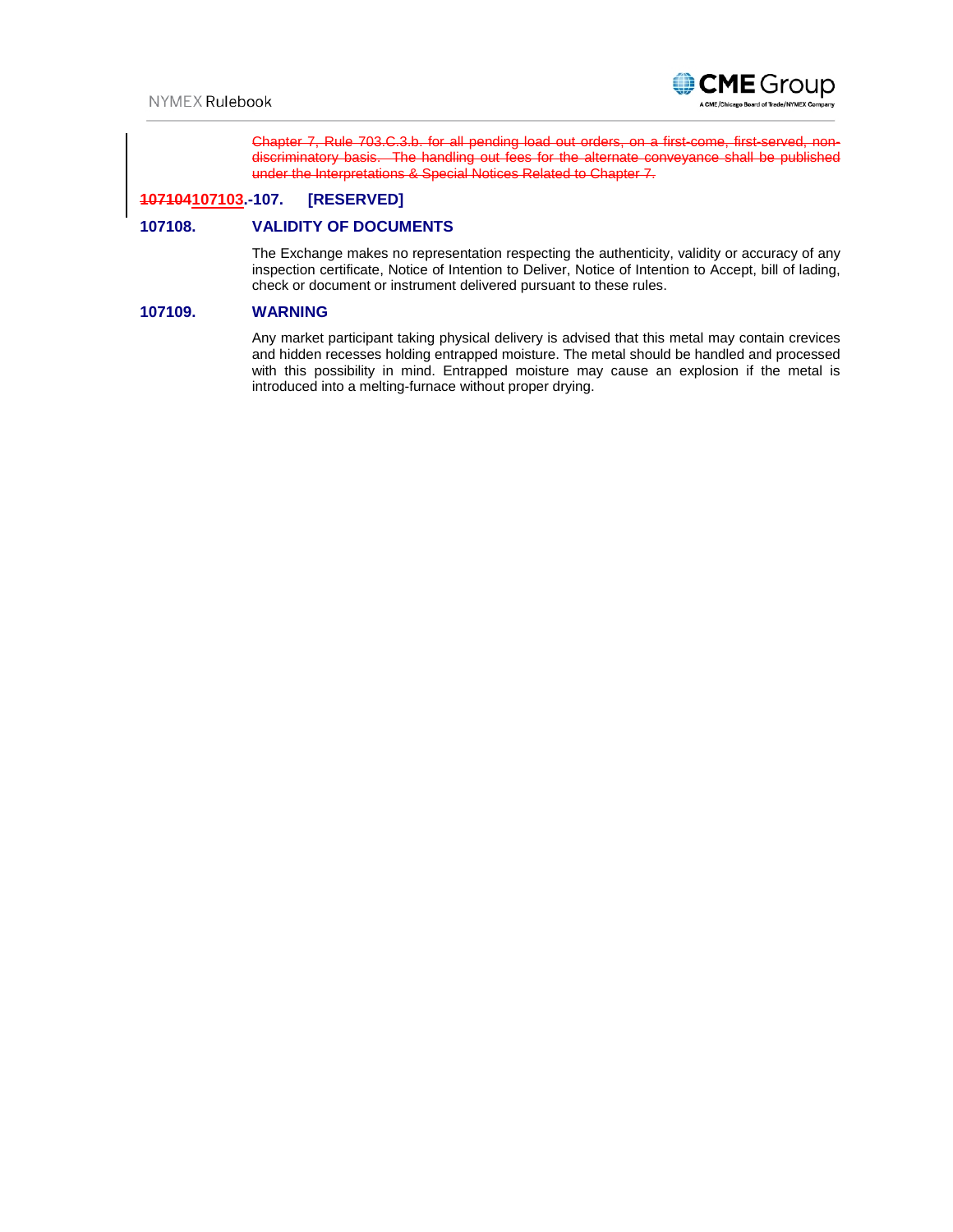~~Chapter 7, Rule 703.C.3.b. for all pending load out orders, on a first-come, first-served, non-discriminatory basis. The handling out fees for the alternate conveyance shall be published under the Interpretations & Special Notices Related to Chapter 7.~~

### ~~107104~~107103.-107. [RESERVED]

### 107108. VALIDITY OF DOCUMENTS

The Exchange makes no representation respecting the authenticity, validity or accuracy of any inspection certificate, Notice of Intention to Deliver, Notice of Intention to Accept, bill of lading, check or document or instrument delivered pursuant to these rules.

### 107109. WARNING

Any market participant taking physical delivery is advised that this metal may contain crevices and hidden recesses holding entrapped moisture. The metal should be handled and processed with this possibility in mind. Entrapped moisture may cause an explosion if the metal is introduced into a melting-furnace without proper drying.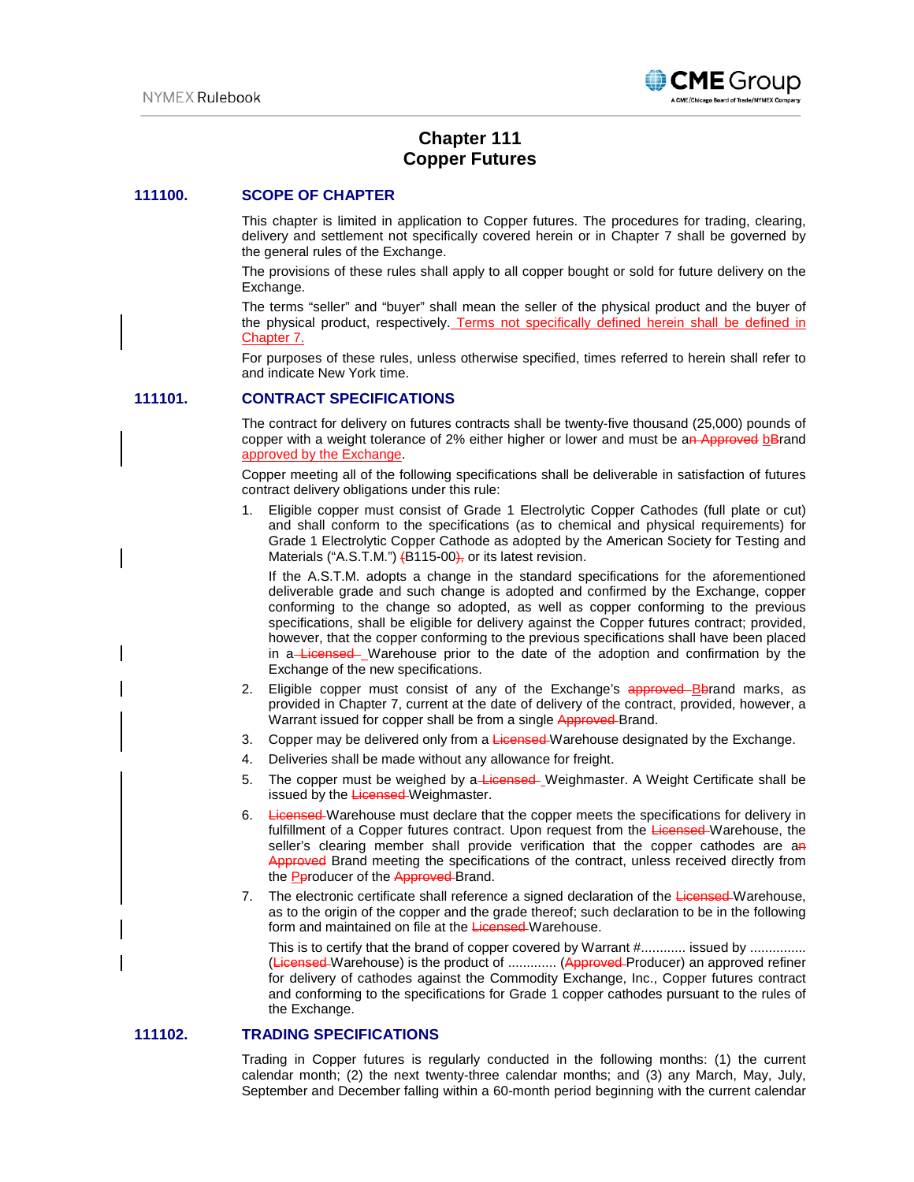# Chapter 111
# Copper Futures

## 111100. SCOPE OF CHAPTER

This chapter is limited in application to Copper futures. The procedures for trading, clearing, delivery and settlement not specifically covered herein or in Chapter 7 shall be governed by the general rules of the Exchange.

The provisions of these rules shall apply to all copper bought or sold for future delivery on the Exchange.

The terms "seller" and "buyer" shall mean the seller of the physical product and the buyer of the physical product, respectively. Terms not specifically defined herein shall be defined in Chapter 7.

For purposes of these rules, unless otherwise specified, times referred to herein shall refer to and indicate New York time.

## 111101. CONTRACT SPECIFICATIONS

The contract for delivery on futures contracts shall be twenty-five thousand (25,000) pounds of copper with a weight tolerance of 2% either higher or lower and must be an Approved bBrand approved by the Exchange.

Copper meeting all of the following specifications shall be deliverable in satisfaction of futures contract delivery obligations under this rule:

1. Eligible copper must consist of Grade 1 Electrolytic Copper Cathodes (full plate or cut) and shall conform to the specifications (as to chemical and physical requirements) for Grade 1 Electrolytic Copper Cathode as adopted by the American Society for Testing and Materials ("A.S.T.M.") (B115-00), or its latest revision.

   If the A.S.T.M. adopts a change in the standard specifications for the aforementioned deliverable grade and such change is adopted and confirmed by the Exchange, copper conforming to the change so adopted, as well as copper conforming to the previous specifications, shall be eligible for delivery against the Copper futures contract; provided, however, that the copper conforming to the previous specifications shall have been placed in a Licensed Warehouse prior to the date of the adoption and confirmation by the Exchange of the new specifications.

2. Eligible copper must consist of any of the Exchange's approved Bbrand marks, as provided in Chapter 7, current at the date of delivery of the contract, provided, however, a Warrant issued for copper shall be from a single Approved Brand.

3. Copper may be delivered only from a Licensed Warehouse designated by the Exchange.

4. Deliveries shall be made without any allowance for freight.

5. The copper must be weighed by a Licensed Weighmaster. A Weight Certificate shall be issued by the Licensed Weighmaster.

6. Licensed Warehouse must declare that the copper meets the specifications for delivery in fulfillment of a Copper futures contract. Upon request from the Licensed Warehouse, the seller's clearing member shall provide verification that the copper cathodes are an Approved Brand meeting the specifications of the contract, unless received directly from the Pproducer of the Approved Brand.

7. The electronic certificate shall reference a signed declaration of the Licensed Warehouse, as to the origin of the copper and the grade thereof; such declaration to be in the following form and maintained on file at the Licensed Warehouse.

   This is to certify that the brand of copper covered by Warrant #............ issued by ............... (Licensed Warehouse) is the product of ............ (Approved Producer) an approved refiner for delivery of cathodes against the Commodity Exchange, Inc., Copper futures contract and conforming to the specifications for Grade 1 copper cathodes pursuant to the rules of the Exchange.

## 111102. TRADING SPECIFICATIONS

Trading in Copper futures is regularly conducted in the following months: (1) the current calendar month; (2) the next twenty-three calendar months; and (3) any March, May, July, September and December falling within a 60-month period beginning with the current calendar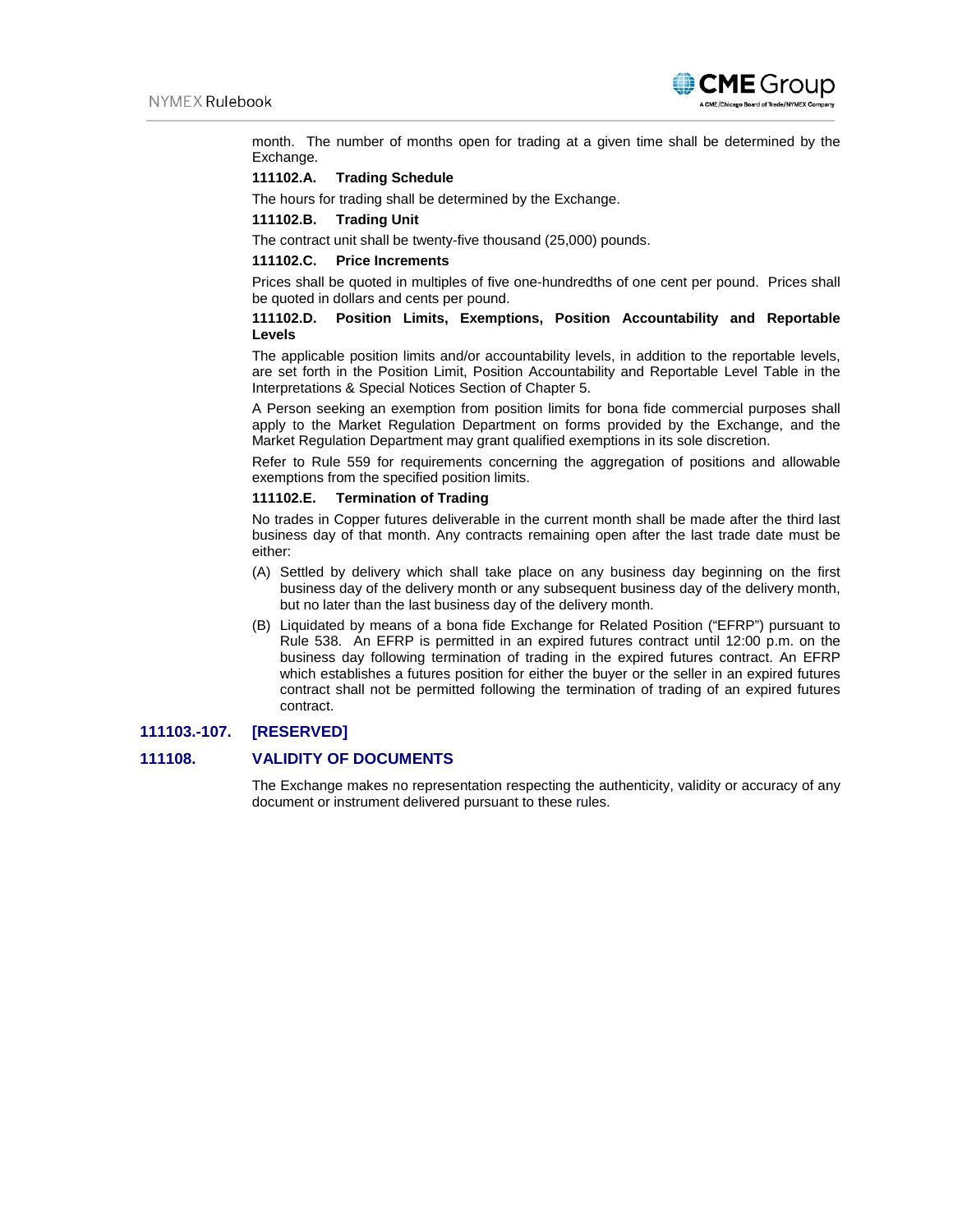month. The number of months open for trading at a given time shall be determined by the Exchange.

**111102.A. Trading Schedule**

The hours for trading shall be determined by the Exchange.

**111102.B. Trading Unit**

The contract unit shall be twenty-five thousand (25,000) pounds.

**111102.C. Price Increments**

Prices shall be quoted in multiples of five one-hundredths of one cent per pound. Prices shall be quoted in dollars and cents per pound.

**111102.D. Position Limits, Exemptions, Position Accountability and Reportable Levels**

The applicable position limits and/or accountability levels, in addition to the reportable levels, are set forth in the Position Limit, Position Accountability and Reportable Level Table in the Interpretations & Special Notices Section of Chapter 5.

A Person seeking an exemption from position limits for bona fide commercial purposes shall apply to the Market Regulation Department on forms provided by the Exchange, and the Market Regulation Department may grant qualified exemptions in its sole discretion.

Refer to Rule 559 for requirements concerning the aggregation of positions and allowable exemptions from the specified position limits.

**111102.E. Termination of Trading**

No trades in Copper futures deliverable in the current month shall be made after the third last business day of that month. Any contracts remaining open after the last trade date must be either:

(A) Settled by delivery which shall take place on any business day beginning on the first business day of the delivery month or any subsequent business day of the delivery month, but no later than the last business day of the delivery month.

(B) Liquidated by means of a bona fide Exchange for Related Position ("EFRP") pursuant to Rule 538. An EFRP is permitted in an expired futures contract until 12:00 p.m. on the business day following termination of trading in the expired futures contract. An EFRP which establishes a futures position for either the buyer or the seller in an expired futures contract shall not be permitted following the termination of trading of an expired futures contract.

## 111103.-107. [RESERVED]

## 111108. VALIDITY OF DOCUMENTS

The Exchange makes no representation respecting the authenticity, validity or accuracy of any document or instrument delivered pursuant to these rules.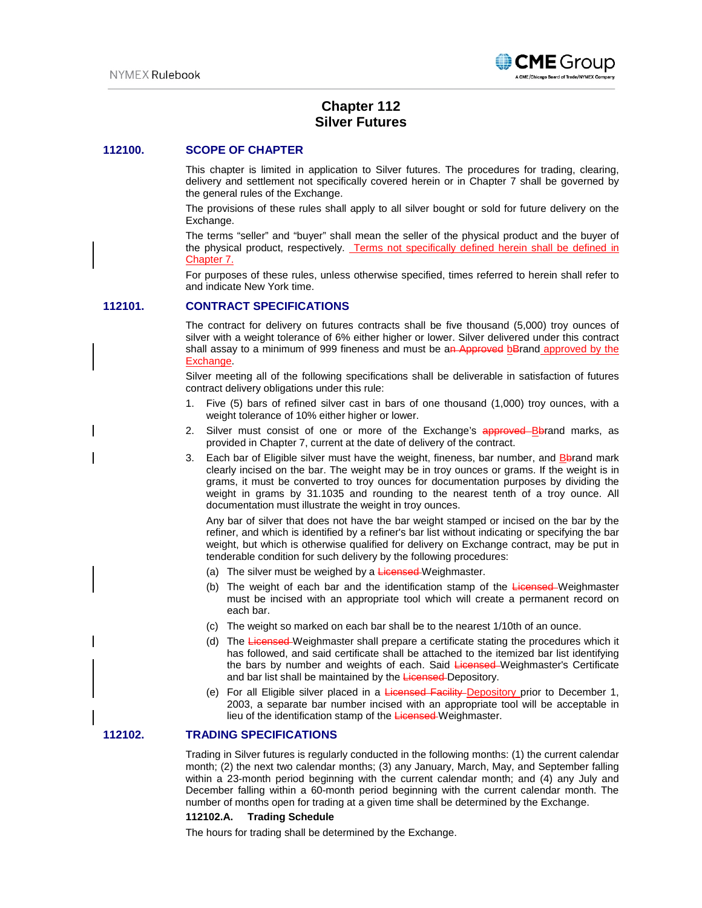# Chapter 112
# Silver Futures

## 112100. SCOPE OF CHAPTER

This chapter is limited in application to Silver futures. The procedures for trading, clearing, delivery and settlement not specifically covered herein or in Chapter 7 shall be governed by the general rules of the Exchange.

The provisions of these rules shall apply to all silver bought or sold for future delivery on the Exchange.

The terms "seller" and "buyer" shall mean the seller of the physical product and the buyer of the physical product, respectively. Terms not specifically defined herein shall be defined in Chapter 7.

For purposes of these rules, unless otherwise specified, times referred to herein shall refer to and indicate New York time.

## 112101. CONTRACT SPECIFICATIONS

The contract for delivery on futures contracts shall be five thousand (5,000) troy ounces of silver with a weight tolerance of 6% either higher or lower. Silver delivered under this contract shall assay to a minimum of 999 fineness and must be a~~n Approved~~ ~~b~~Brand approved by the Exchange.

Silver meeting all of the following specifications shall be deliverable in satisfaction of futures contract delivery obligations under this rule:

1. Five (5) bars of refined silver cast in bars of one thousand (1,000) troy ounces, with a weight tolerance of 10% either higher or lower.
2. Silver must consist of one or more of the Exchange's ~~approved~~ B~~b~~rand marks, as provided in Chapter 7, current at the date of delivery of the contract.
3. Each bar of Eligible silver must have the weight, fineness, bar number, and B~~b~~rand mark clearly incised on the bar. The weight may be in troy ounces or grams. If the weight is in grams, it must be converted to troy ounces for documentation purposes by dividing the weight in grams by 31.1035 and rounding to the nearest tenth of a troy ounce. All documentation must illustrate the weight in troy ounces.

   Any bar of silver that does not have the bar weight stamped or incised on the bar by the refiner, and which is identified by a refiner's bar list without indicating or specifying the bar weight, but which is otherwise qualified for delivery on Exchange contract, may be put in tenderable condition for such delivery by the following procedures:

   (a) The silver must be weighed by a ~~Licensed~~ Weighmaster.

   (b) The weight of each bar and the identification stamp of the ~~Licensed~~ Weighmaster must be incised with an appropriate tool which will create a permanent record on each bar.

   (c) The weight so marked on each bar shall be to the nearest 1/10th of an ounce.

   (d) The ~~Licensed~~ Weighmaster shall prepare a certificate stating the procedures which it has followed, and said certificate shall be attached to the itemized bar list identifying the bars by number and weights of each. Said ~~Licensed~~ Weighmaster's Certificate and bar list shall be maintained by the ~~Licensed~~ Depository.

   (e) For all Eligible silver placed in a ~~Licensed Facility~~ Depository prior to December 1, 2003, a separate bar number incised with an appropriate tool will be acceptable in lieu of the identification stamp of the ~~Licensed~~ Weighmaster.

## 112102. TRADING SPECIFICATIONS

Trading in Silver futures is regularly conducted in the following months: (1) the current calendar month; (2) the next two calendar months; (3) any January, March, May, and September falling within a 23-month period beginning with the current calendar month; and (4) any July and December falling within a 60-month period beginning with the current calendar month. The number of months open for trading at a given time shall be determined by the Exchange.

### 112102.A. Trading Schedule

The hours for trading shall be determined by the Exchange.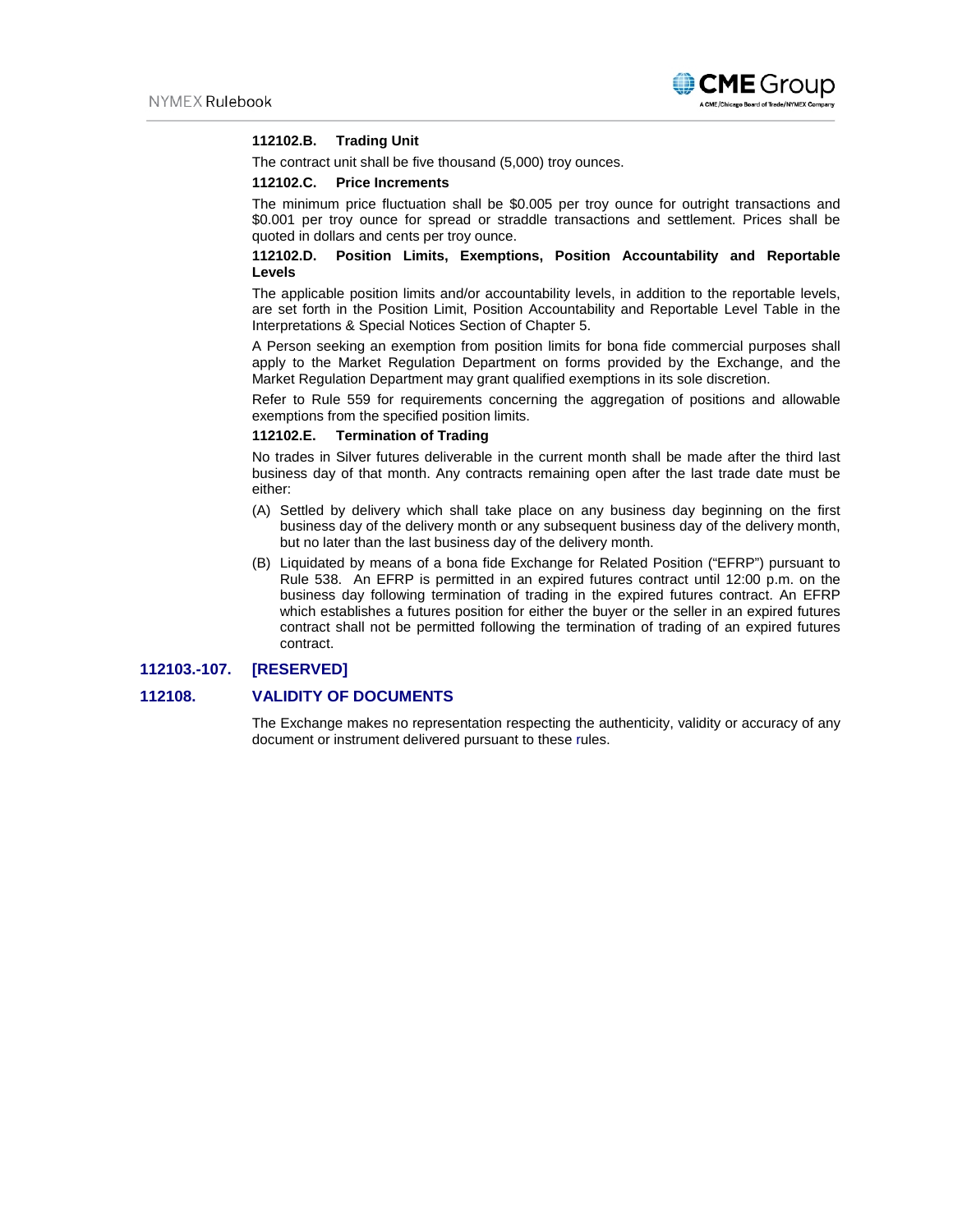#### 112102.B. Trading Unit

The contract unit shall be five thousand (5,000) troy ounces.

#### 112102.C. Price Increments

The minimum price fluctuation shall be $0.005 per troy ounce for outright transactions and $0.001 per troy ounce for spread or straddle transactions and settlement. Prices shall be quoted in dollars and cents per troy ounce.

#### 112102.D. Position Limits, Exemptions, Position Accountability and Reportable Levels

The applicable position limits and/or accountability levels, in addition to the reportable levels, are set forth in the Position Limit, Position Accountability and Reportable Level Table in the Interpretations & Special Notices Section of Chapter 5.

A Person seeking an exemption from position limits for bona fide commercial purposes shall apply to the Market Regulation Department on forms provided by the Exchange, and the Market Regulation Department may grant qualified exemptions in its sole discretion.

Refer to Rule 559 for requirements concerning the aggregation of positions and allowable exemptions from the specified position limits.

#### 112102.E. Termination of Trading

No trades in Silver futures deliverable in the current month shall be made after the third last business day of that month. Any contracts remaining open after the last trade date must be either:

(A) Settled by delivery which shall take place on any business day beginning on the first business day of the delivery month or any subsequent business day of the delivery month, but no later than the last business day of the delivery month.

(B) Liquidated by means of a bona fide Exchange for Related Position ("EFRP") pursuant to Rule 538. An EFRP is permitted in an expired futures contract until 12:00 p.m. on the business day following termination of trading in the expired futures contract. An EFRP which establishes a futures position for either the buyer or the seller in an expired futures contract shall not be permitted following the termination of trading of an expired futures contract.

## 112103.-107. [RESERVED]

## 112108. VALIDITY OF DOCUMENTS

The Exchange makes no representation respecting the authenticity, validity or accuracy of any document or instrument delivered pursuant to these rules.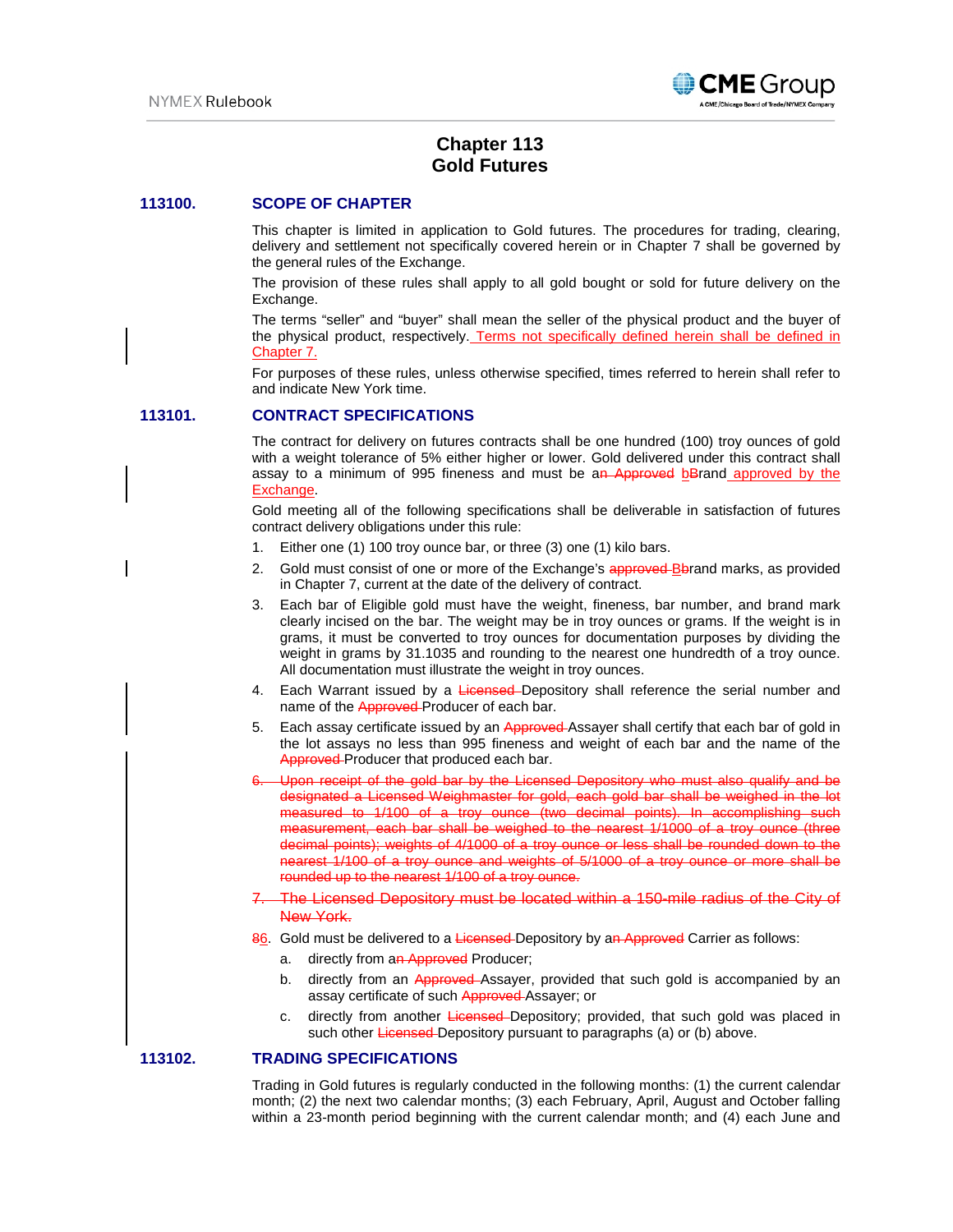# Chapter 113
# Gold Futures

## 113100. SCOPE OF CHAPTER

This chapter is limited in application to Gold futures. The procedures for trading, clearing, delivery and settlement not specifically covered herein or in Chapter 7 shall be governed by the general rules of the Exchange.

The provision of these rules shall apply to all gold bought or sold for future delivery on the Exchange.

The terms "seller" and "buyer" shall mean the seller of the physical product and the buyer of the physical product, respectively. Terms not specifically defined herein shall be defined in Chapter 7.

For purposes of these rules, unless otherwise specified, times referred to herein shall refer to and indicate New York time.

## 113101. CONTRACT SPECIFICATIONS

The contract for delivery on futures contracts shall be one hundred (100) troy ounces of gold with a weight tolerance of 5% either higher or lower. Gold delivered under this contract shall assay to a minimum of 995 fineness and must be a~~n Approved~~ b~~B~~rand approved by the Exchange.

Gold meeting all of the following specifications shall be deliverable in satisfaction of futures contract delivery obligations under this rule:

1. Either one (1) 100 troy ounce bar, or three (3) one (1) kilo bars.
2. Gold must consist of one or more of the Exchange's ~~approved B~~brand marks, as provided in Chapter 7, current at the date of the delivery of contract.
3. Each bar of Eligible gold must have the weight, fineness, bar number, and brand mark clearly incised on the bar. The weight may be in troy ounces or grams. If the weight is in grams, it must be converted to troy ounces for documentation purposes by dividing the weight in grams by 31.1035 and rounding to the nearest one hundredth of a troy ounce. All documentation must illustrate the weight in troy ounces.
4. Each Warrant issued by a ~~Licensed~~ Depository shall reference the serial number and name of the ~~Approved~~ Producer of each bar.
5. Each assay certificate issued by an ~~Approved~~ Assayer shall certify that each bar of gold in the lot assays no less than 995 fineness and weight of each bar and the name of the ~~Approved~~ Producer that produced each bar.
6. ~~Upon receipt of the gold bar by the Licensed Depository who must also qualify and be designated a Licensed Weighmaster for gold, each gold bar shall be weighed in the lot measured to 1/100 of a troy ounce (two decimal points). In accomplishing such measurement, each bar shall be weighed to the nearest 1/1000 of a troy ounce (three decimal points); weights of 4/1000 of a troy ounce or less shall be rounded down to the nearest 1/100 of a troy ounce and weights of 5/1000 of a troy ounce or more shall be rounded up to the nearest 1/100 of a troy ounce.~~
7. ~~The Licensed Depository must be located within a 150-mile radius of the City of New York.~~

~~8~~6. Gold must be delivered to a ~~Licensed~~ Depository by a~~n Approved~~ Carrier as follows:

   a. directly from a~~n Approved~~ Producer;
   b. directly from an ~~Approved~~ Assayer, provided that such gold is accompanied by an assay certificate of such ~~Approved~~ Assayer; or
   c. directly from another ~~Licensed~~ Depository; provided, that such gold was placed in such other ~~Licensed~~ Depository pursuant to paragraphs (a) or (b) above.

## 113102. TRADING SPECIFICATIONS

Trading in Gold futures is regularly conducted in the following months: (1) the current calendar month; (2) the next two calendar months; (3) each February, April, August and October falling within a 23-month period beginning with the current calendar month; and (4) each June and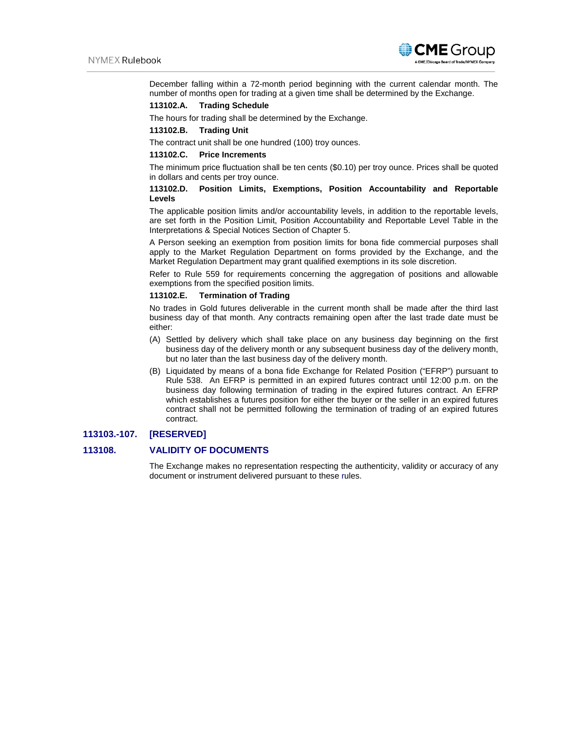December falling within a 72-month period beginning with the current calendar month. The number of months open for trading at a given time shall be determined by the Exchange.

**113102.A. Trading Schedule**

The hours for trading shall be determined by the Exchange.

**113102.B. Trading Unit**

The contract unit shall be one hundred (100) troy ounces.

**113102.C. Price Increments**

The minimum price fluctuation shall be ten cents ($0.10) per troy ounce. Prices shall be quoted in dollars and cents per troy ounce.

**113102.D. Position Limits, Exemptions, Position Accountability and Reportable Levels**

The applicable position limits and/or accountability levels, in addition to the reportable levels, are set forth in the Position Limit, Position Accountability and Reportable Level Table in the Interpretations & Special Notices Section of Chapter 5.

A Person seeking an exemption from position limits for bona fide commercial purposes shall apply to the Market Regulation Department on forms provided by the Exchange, and the Market Regulation Department may grant qualified exemptions in its sole discretion.

Refer to Rule 559 for requirements concerning the aggregation of positions and allowable exemptions from the specified position limits.

**113102.E. Termination of Trading**

No trades in Gold futures deliverable in the current month shall be made after the third last business day of that month. Any contracts remaining open after the last trade date must be either:

(A) Settled by delivery which shall take place on any business day beginning on the first business day of the delivery month or any subsequent business day of the delivery month, but no later than the last business day of the delivery month.

(B) Liquidated by means of a bona fide Exchange for Related Position ("EFRP") pursuant to Rule 538. An EFRP is permitted in an expired futures contract until 12:00 p.m. on the business day following termination of trading in the expired futures contract. An EFRP which establishes a futures position for either the buyer or the seller in an expired futures contract shall not be permitted following the termination of trading of an expired futures contract.

## 113103.-107. [RESERVED]

## 113108. VALIDITY OF DOCUMENTS

The Exchange makes no representation respecting the authenticity, validity or accuracy of any document or instrument delivered pursuant to these rules.